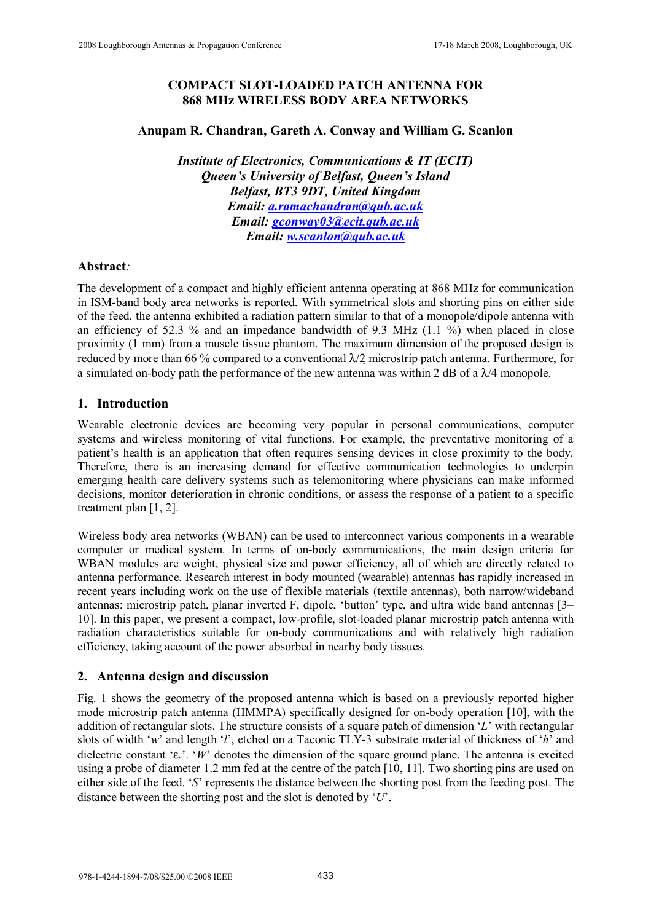# COMPACT SLOT-LOADED PATCH ANTENNA FOR 868 MHz WIRELESS BODY AREA NETWORKS

**Anupam R. Chandran, Gareth A. Conway and William G. Scanlon**

***Institute of Electronics, Communications & IT (ECIT)***
***Queen's University of Belfast, Queen's Island***
***Belfast, BT3 9DT, United Kingdom***
***Email: a.ramachandran@qub.ac.uk***
***Email: gconway03@ecit.qub.ac.uk***
***Email: w.scanlon@qub.ac.uk***

## Abstract:

The development of a compact and highly efficient antenna operating at 868 MHz for communication in ISM-band body area networks is reported. With symmetrical slots and shorting pins on either side of the feed, the antenna exhibited a radiation pattern similar to that of a monopole/dipole antenna with an efficiency of 52.3 % and an impedance bandwidth of 9.3 MHz (1.1 %) when placed in close proximity (1 mm) from a muscle tissue phantom. The maximum dimension of the proposed design is reduced by more than 66 % compared to a conventional $\lambda/2$ microstrip patch antenna. Furthermore, for a simulated on-body path the performance of the new antenna was within 2 dB of a $\lambda/4$ monopole.

## 1. Introduction

Wearable electronic devices are becoming very popular in personal communications, computer systems and wireless monitoring of vital functions. For example, the preventative monitoring of a patient's health is an application that often requires sensing devices in close proximity to the body. Therefore, there is an increasing demand for effective communication technologies to underpin emerging health care delivery systems such as telemonitoring where physicians can make informed decisions, monitor deterioration in chronic conditions, or assess the response of a patient to a specific treatment plan [1, 2].

Wireless body area networks (WBAN) can be used to interconnect various components in a wearable computer or medical system. In terms of on-body communications, the main design criteria for WBAN modules are weight, physical size and power efficiency, all of which are directly related to antenna performance. Research interest in body mounted (wearable) antennas has rapidly increased in recent years including work on the use of flexible materials (textile antennas), both narrow/wideband antennas: microstrip patch, planar inverted F, dipole, 'button' type, and ultra wide band antennas [3–10]. In this paper, we present a compact, low-profile, slot-loaded planar microstrip patch antenna with radiation characteristics suitable for on-body communications and with relatively high radiation efficiency, taking account of the power absorbed in nearby body tissues.

## 2. Antenna design and discussion

Fig. 1 shows the geometry of the proposed antenna which is based on a previously reported higher mode microstrip patch antenna (HMMPA) specifically designed for on-body operation [10], with the addition of rectangular slots. The structure consists of a square patch of dimension '*L*' with rectangular slots of width '*w*' and length '*l*', etched on a Taconic TLY-3 substrate material of thickness of '*h*' and dielectric constant '$\varepsilon_r$'. '*W*' denotes the dimension of the square ground plane. The antenna is excited using a probe of diameter 1.2 mm fed at the centre of the patch [10, 11]. Two shorting pins are used on either side of the feed. '*S*' represents the distance between the shorting post from the feeding post. The distance between the shorting post and the slot is denoted by '*U*'.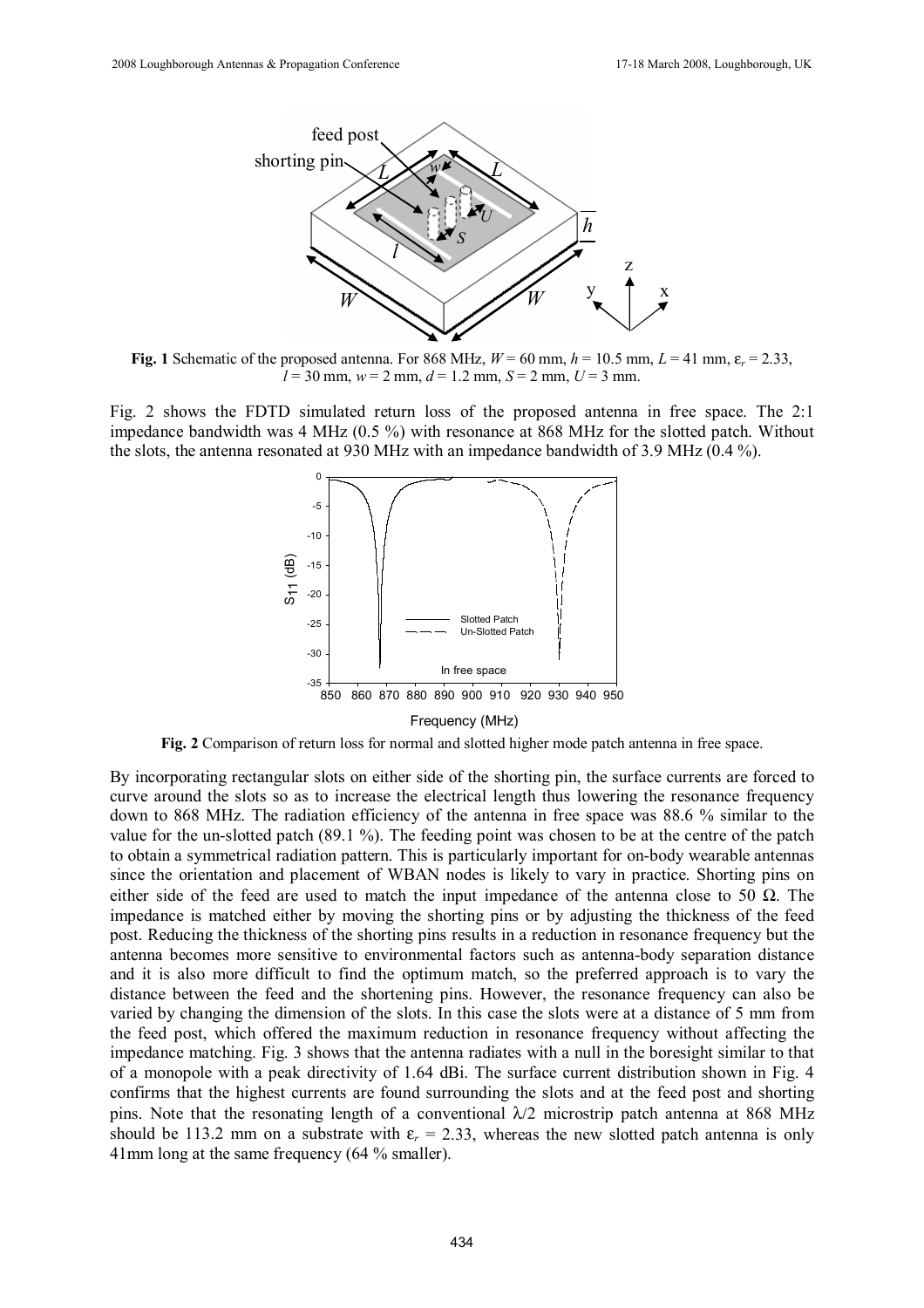**Fig. 1** Schematic of the proposed antenna. For 868 MHz, $W$ = 60 mm, $h$ = 10.5 mm, $L$ = 41 mm, $\varepsilon_r$ = 2.33, $l$ = 30 mm, $w$ = 2 mm, $d$ = 1.2 mm, $S$ = 2 mm, $U$ = 3 mm.

Fig. 2 shows the FDTD simulated return loss of the proposed antenna in free space. The 2:1 impedance bandwidth was 4 MHz (0.5 %) with resonance at 868 MHz for the slotted patch. Without the slots, the antenna resonated at 930 MHz with an impedance bandwidth of 3.9 MHz (0.4 %).

**Fig. 2** Comparison of return loss for normal and slotted higher mode patch antenna in free space.

By incorporating rectangular slots on either side of the shorting pin, the surface currents are forced to curve around the slots so as to increase the electrical length thus lowering the resonance frequency down to 868 MHz. The radiation efficiency of the antenna in free space was 88.6 % similar to the value for the un-slotted patch (89.1 %). The feeding point was chosen to be at the centre of the patch to obtain a symmetrical radiation pattern. This is particularly important for on-body wearable antennas since the orientation and placement of WBAN nodes is likely to vary in practice. Shorting pins on either side of the feed are used to match the input impedance of the antenna close to 50 Ω. The impedance is matched either by moving the shorting pins or by adjusting the thickness of the feed post. Reducing the thickness of the shorting pins results in a reduction in resonance frequency but the antenna becomes more sensitive to environmental factors such as antenna-body separation distance and it is also more difficult to find the optimum match, so the preferred approach is to vary the distance between the feed and the shortening pins. However, the resonance frequency can also be varied by changing the dimension of the slots. In this case the slots were at a distance of 5 mm from the feed post, which offered the maximum reduction in resonance frequency without affecting the impedance matching. Fig. 3 shows that the antenna radiates with a null in the boresight similar to that of a monopole with a peak directivity of 1.64 dBi. The surface current distribution shown in Fig. 4 confirms that the highest currents are found surrounding the slots and at the feed post and shorting pins. Note that the resonating length of a conventional $\lambda/2$ microstrip patch antenna at 868 MHz should be 113.2 mm on a substrate with $\varepsilon_r$ = 2.33, whereas the new slotted patch antenna is only 41mm long at the same frequency (64 % smaller).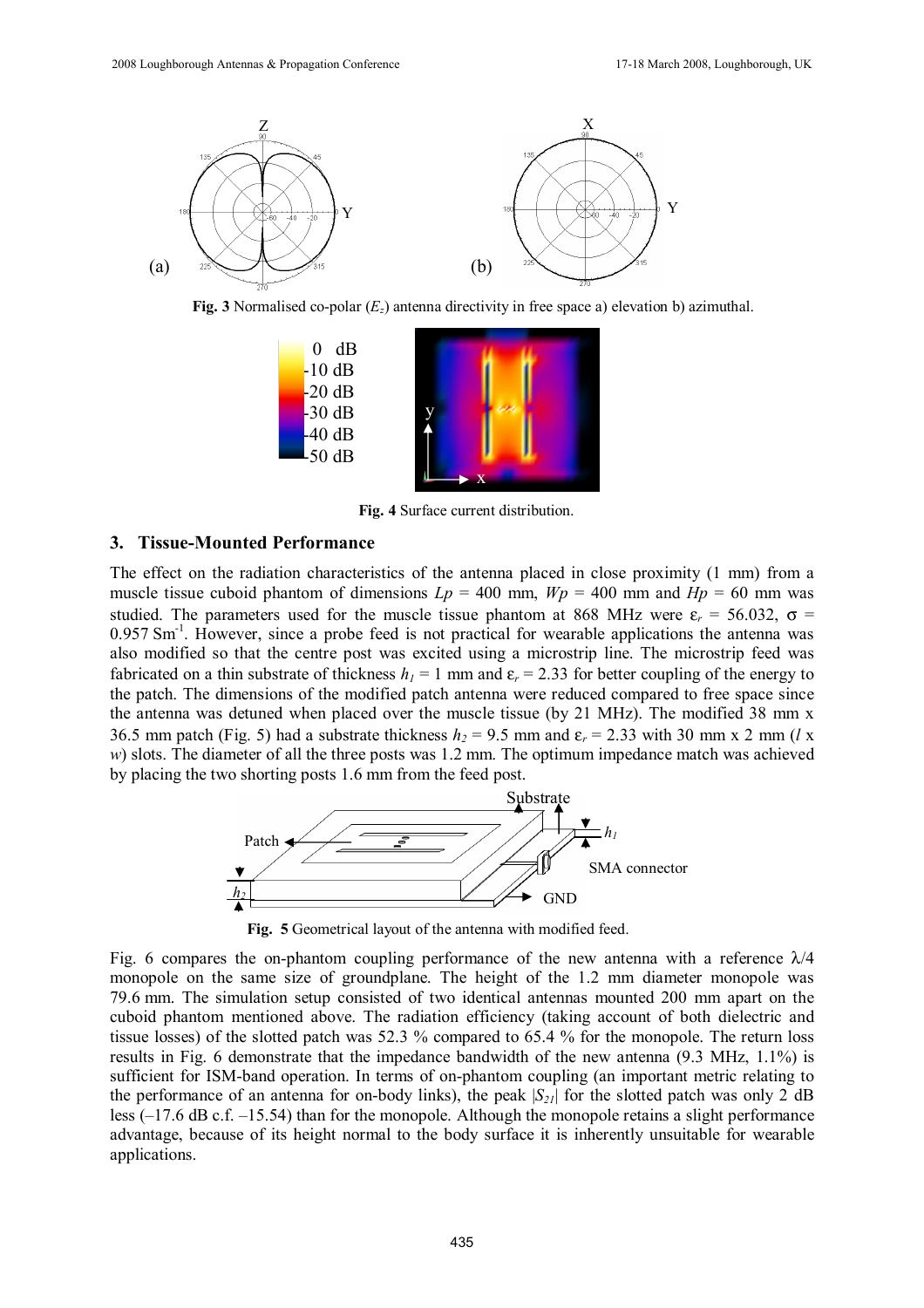**Fig. 3** Normalised co-polar ($E_z$) antenna directivity in free space a) elevation b) azimuthal.

**Fig. 4** Surface current distribution.

## 3. Tissue-Mounted Performance

The effect on the radiation characteristics of the antenna placed in close proximity (1 mm) from a muscle tissue cuboid phantom of dimensions $Lp$ = 400 mm, $Wp$ = 400 mm and $Hp$ = 60 mm was studied. The parameters used for the muscle tissue phantom at 868 MHz were $\varepsilon_r$ = 56.032, $\sigma$ = 0.957 $\text{Sm}^{-1}$. However, since a probe feed is not practical for wearable applications the antenna was also modified so that the centre post was excited using a microstrip line. The microstrip feed was fabricated on a thin substrate of thickness $h_1$ = 1 mm and $\varepsilon_r$ = 2.33 for better coupling of the energy to the patch. The dimensions of the modified patch antenna were reduced compared to free space since the antenna was detuned when placed over the muscle tissue (by 21 MHz). The modified 38 mm x 36.5 mm patch (Fig. 5) had a substrate thickness $h_2$ = 9.5 mm and $\varepsilon_r$ = 2.33 with 30 mm x 2 mm ($l$ x $w$) slots. The diameter of all the three posts was 1.2 mm. The optimum impedance match was achieved by placing the two shorting posts 1.6 mm from the feed post.

**Fig. 5** Geometrical layout of the antenna with modified feed.

Fig. 6 compares the on-phantom coupling performance of the new antenna with a reference $\lambda/4$ monopole on the same size of groundplane. The height of the 1.2 mm diameter monopole was 79.6 mm. The simulation setup consisted of two identical antennas mounted 200 mm apart on the cuboid phantom mentioned above. The radiation efficiency (taking account of both dielectric and tissue losses) of the slotted patch was 52.3 % compared to 65.4 % for the monopole. The return loss results in Fig. 6 demonstrate that the impedance bandwidth of the new antenna (9.3 MHz, 1.1%) is sufficient for ISM-band operation. In terms of on-phantom coupling (an important metric relating to the performance of an antenna for on-body links), the peak $|S_{21}|$ for the slotted patch was only 2 dB less (–17.6 dB c.f. –15.54) than for the monopole. Although the monopole retains a slight performance advantage, because of its height normal to the body surface it is inherently unsuitable for wearable applications.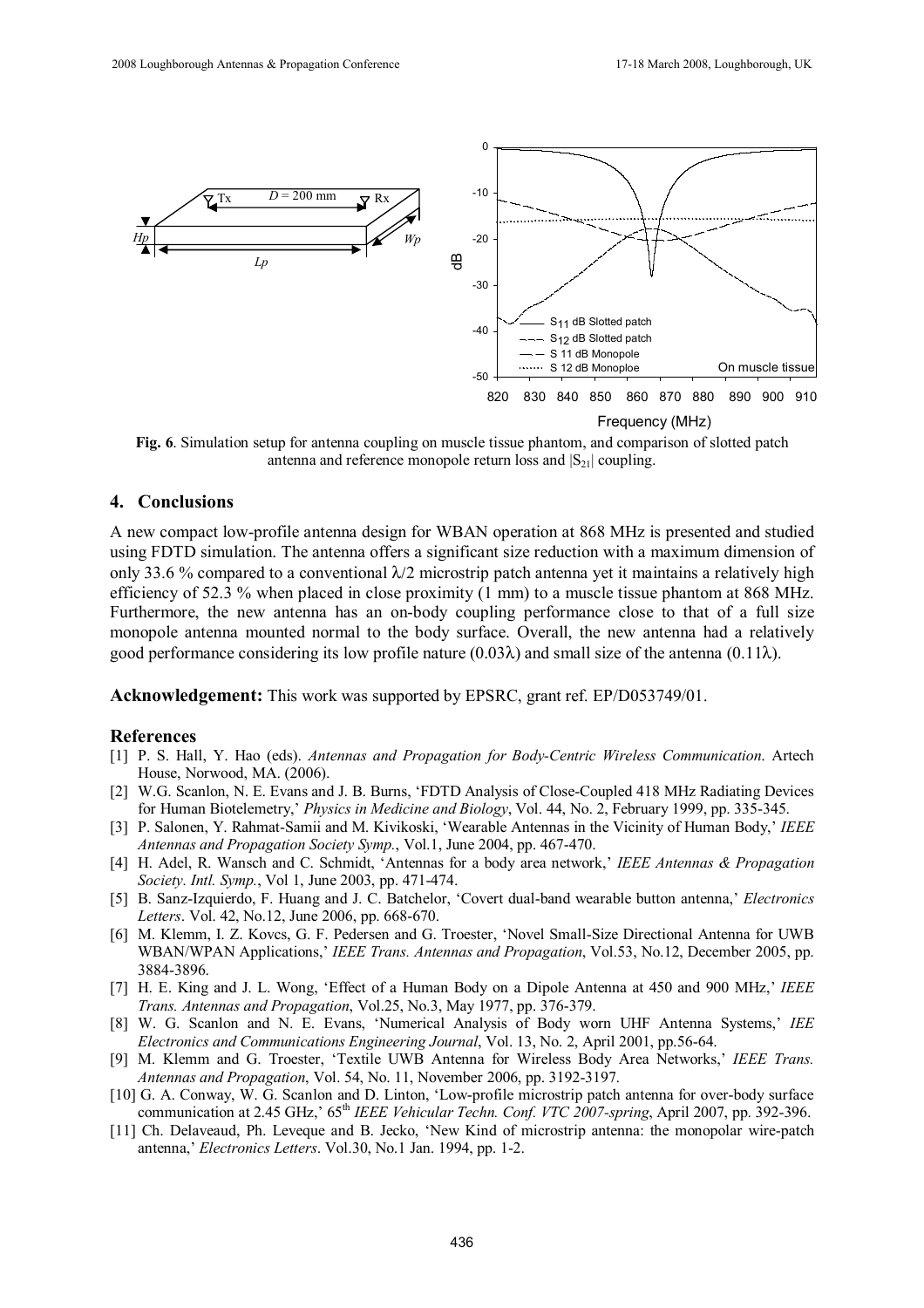Tx

$D$ = 200 mm

Rx

$Hp$

$Wp$

$Lp$

0

-10

-20

-30

-40

-50

dB

820 830 840 850 860 870 880 890 900 910

Frequency (MHz)

S11 dB Slotted patch

S12 dB Slotted patch

S 11 dB Monopole

S 12 dB Monoploe

On muscle tissue

**Fig. 6**. Simulation setup for antenna coupling on muscle tissue phantom, and comparison of slotted patch antenna and reference monopole return loss and $|S_{21}|$ coupling.

## 4. Conclusions

A new compact low-profile antenna design for WBAN operation at 868 MHz is presented and studied using FDTD simulation. The antenna offers a significant size reduction with a maximum dimension of only 33.6 % compared to a conventional $\lambda/2$ microstrip patch antenna yet it maintains a relatively high efficiency of 52.3 % when placed in close proximity (1 mm) to a muscle tissue phantom at 868 MHz. Furthermore, the new antenna has an on-body coupling performance close to that of a full size monopole antenna mounted normal to the body surface. Overall, the new antenna had a relatively good performance considering its low profile nature ($0.03\lambda$) and small size of the antenna ($0.11\lambda$).

**Acknowledgement:** This work was supported by EPSRC, grant ref. EP/D053749/01.

### References

[1] P. S. Hall, Y. Hao (eds). *Antennas and Propagation for Body-Centric Wireless Communication*. Artech House, Norwood, MA. (2006).

[2] W.G. Scanlon, N. E. Evans and J. B. Burns, 'FDTD Analysis of Close-Coupled 418 MHz Radiating Devices for Human Biotelemetry,' *Physics in Medicine and Biology*, Vol. 44, No. 2, February 1999, pp. 335-345.

[3] P. Salonen, Y. Rahmat-Samii and M. Kivikoski, 'Wearable Antennas in the Vicinity of Human Body,' *IEEE Antennas and Propagation Society Symp.*, Vol.1, June 2004, pp. 467-470.

[4] H. Adel, R. Wansch and C. Schmidt, 'Antennas for a body area network,' *IEEE Antennas & Propagation Society. Intl. Symp.*, Vol 1, June 2003, pp. 471-474.

[5] B. Sanz-Izquierdo, F. Huang and J. C. Batchelor, 'Covert dual-band wearable button antenna,' *Electronics Letters*. Vol. 42, No.12, June 2006, pp. 668-670.

[6] M. Klemm, I. Z. Kovcs, G. F. Pedersen and G. Troester, 'Novel Small-Size Directional Antenna for UWB WBAN/WPAN Applications,' *IEEE Trans. Antennas and Propagation*, Vol.53, No.12, December 2005, pp. 3884-3896.

[7] H. E. King and J. L. Wong, 'Effect of a Human Body on a Dipole Antenna at 450 and 900 MHz,' *IEEE Trans. Antennas and Propagation*, Vol.25, No.3, May 1977, pp. 376-379.

[8] W. G. Scanlon and N. E. Evans, 'Numerical Analysis of Body worn UHF Antenna Systems,' *IEE Electronics and Communications Engineering Journal*, Vol. 13, No. 2, April 2001, pp.56-64.

[9] M. Klemm and G. Troester, 'Textile UWB Antenna for Wireless Body Area Networks,' *IEEE Trans. Antennas and Propagation*, Vol. 54, No. 11, November 2006, pp. 3192-3197.

[10] G. A. Conway, W. G. Scanlon and D. Linton, 'Low-profile microstrip patch antenna for over-body surface communication at 2.45 GHz,' 65th *IEEE Vehicular Techn. Conf. VTC 2007-spring*, April 2007, pp. 392-396.

[11] Ch. Delaveaud, Ph. Leveque and B. Jecko, 'New Kind of microstrip antenna: the monopolar wire-patch antenna,' *Electronics Letters*. Vol.30, No.1 Jan. 1994, pp. 1-2.